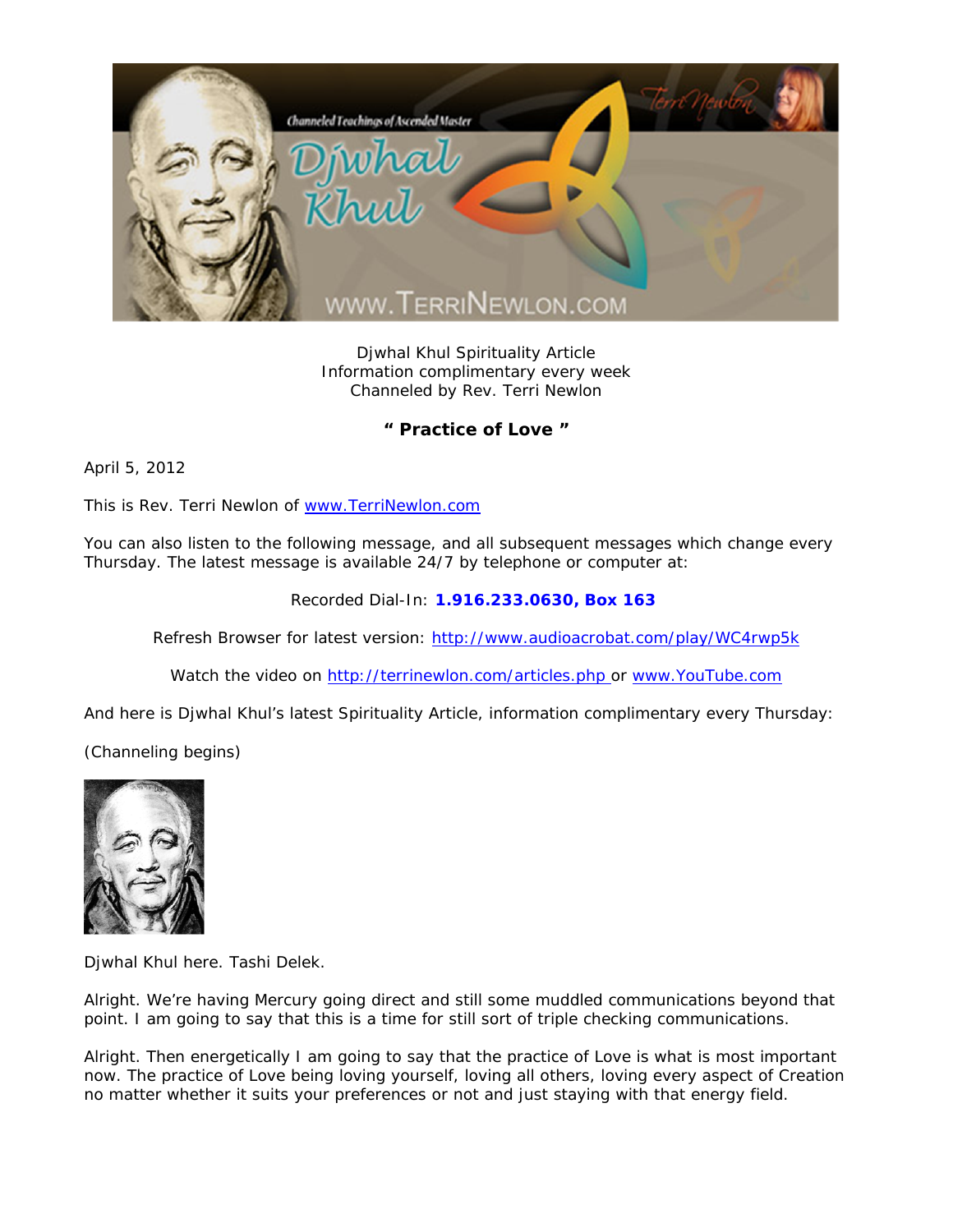Djwhal Khul Spirituality Article
Information complimentary every week
Channeled by Rev. Terri Newlon

**" Practice of Love "**

April 5, 2012

This is Rev. Terri Newlon of www.TerriNewlon.com

You can also listen to the following message, and all subsequent messages which change every Thursday. The latest message is available 24/7 by telephone or computer at:

Recorded Dial-In: **1.916.233.0630, Box 163**

Refresh Browser for latest version: http://www.audioacrobat.com/play/WC4rwp5k

Watch the video on http://terrinewlon.com/articles.php or www.YouTube.com

And here is Djwhal Khul's latest Spirituality Article, information complimentary every Thursday:

(Channeling begins)

Djwhal Khul here. Tashi Delek.

Alright. We're having Mercury going direct and still some muddled communications beyond that point. I am going to say that this is a time for still sort of triple checking communications.

Alright. Then energetically I am going to say that the practice of Love is what is most important now. The practice of Love being loving yourself, loving all others, loving every aspect of Creation no matter whether it suits your preferences or not and just staying with that energy field.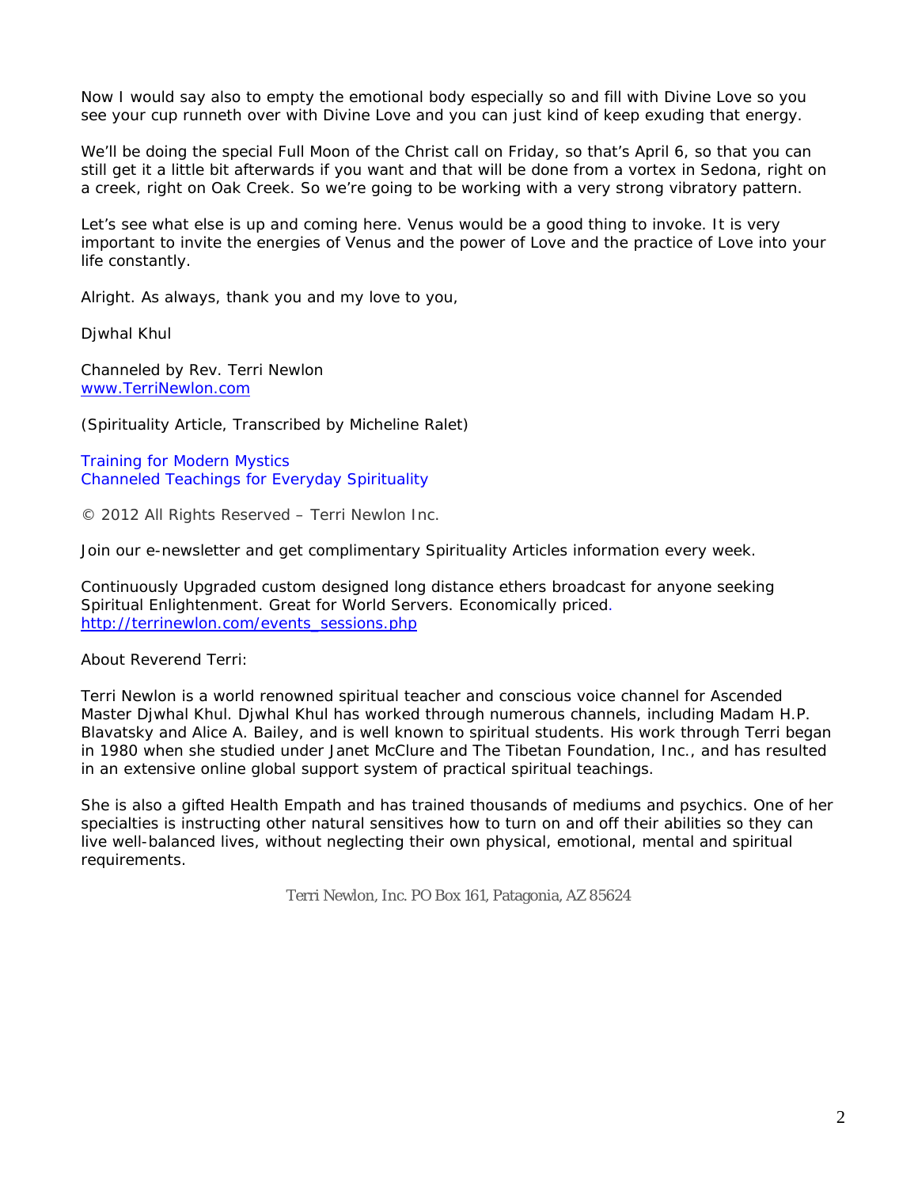Now I would say also to empty the emotional body especially so and fill with Divine Love so you see your cup runneth over with Divine Love and you can just kind of keep exuding that energy.

We'll be doing the special Full Moon of the Christ call on Friday, so that's April 6, so that you can still get it a little bit afterwards if you want and that will be done from a vortex in Sedona, right on a creek, right on Oak Creek. So we're going to be working with a very strong vibratory pattern.

Let's see what else is up and coming here. Venus would be a good thing to invoke. It is very important to invite the energies of Venus and the power of Love and the practice of Love into your life constantly.

Alright. As always, thank you and my love to you,

Djwhal Khul

Channeled by Rev. Terri Newlon
[www.TerriNewlon.com](http://www.TerriNewlon.com)

(Spirituality Article, Transcribed by Micheline Ralet)

Training for Modern Mystics
Channeled Teachings for Everyday Spirituality

© 2012 All Rights Reserved – Terri Newlon Inc.

Join our e-newsletter and get complimentary Spirituality Articles information every week.

Continuously Upgraded custom designed long distance ethers broadcast for anyone seeking Spiritual Enlightenment. Great for World Servers. Economically priced.
[http://terrinewlon.com/events_sessions.php](http://terrinewlon.com/events_sessions.php)

About Reverend Terri:

Terri Newlon is a world renowned spiritual teacher and conscious voice channel for Ascended Master Djwhal Khul. Djwhal Khul has worked through numerous channels, including Madam H.P. Blavatsky and Alice A. Bailey, and is well known to spiritual students. His work through Terri began in 1980 when she studied under Janet McClure and The Tibetan Foundation, Inc., and has resulted in an extensive online global support system of practical spiritual teachings.

She is also a gifted Health Empath and has trained thousands of mediums and psychics. One of her specialties is instructing other natural sensitives how to turn on and off their abilities so they can live well-balanced lives, without neglecting their own physical, emotional, mental and spiritual requirements.

Terri Newlon, Inc. PO Box 161, Patagonia, AZ 85624